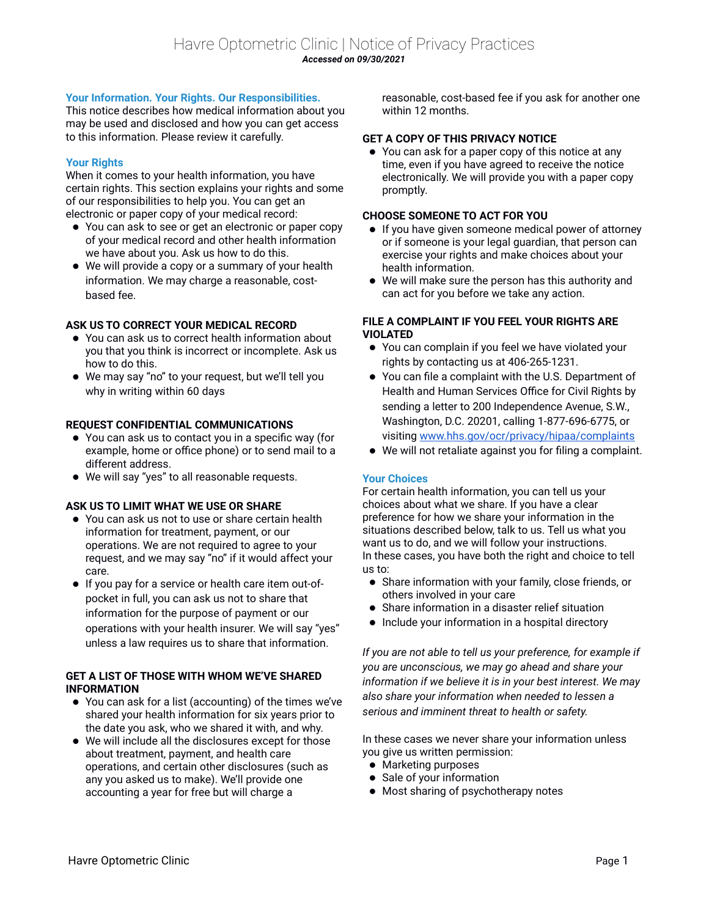# Havre Optometric Clinic | Notice of Privacy Practices

***Accessed on 09/30/2021***

## Your Information. Your Rights. Our Responsibilities.

This notice describes how medical information about you may be used and disclosed and how you can get access to this information. Please review it carefully.

## Your Rights

When it comes to your health information, you have certain rights. This section explains your rights and some of our responsibilities to help you. You can get an electronic or paper copy of your medical record:

- You can ask to see or get an electronic or paper copy of your medical record and other health information we have about you. Ask us how to do this.
- We will provide a copy or a summary of your health information. We may charge a reasonable, cost-based fee.

### ASK US TO CORRECT YOUR MEDICAL RECORD

- You can ask us to correct health information about you that you think is incorrect or incomplete. Ask us how to do this.
- We may say "no" to your request, but we'll tell you why in writing within 60 days

### REQUEST CONFIDENTIAL COMMUNICATIONS

- You can ask us to contact you in a specific way (for example, home or office phone) or to send mail to a different address.
- We will say "yes" to all reasonable requests.

### ASK US TO LIMIT WHAT WE USE OR SHARE

- You can ask us not to use or share certain health information for treatment, payment, or our operations. We are not required to agree to your request, and we may say "no" if it would affect your care.
- If you pay for a service or health care item out-of-pocket in full, you can ask us not to share that information for the purpose of payment or our operations with your health insurer. We will say "yes" unless a law requires us to share that information.

### GET A LIST OF THOSE WITH WHOM WE'VE SHARED INFORMATION

- You can ask for a list (accounting) of the times we've shared your health information for six years prior to the date you ask, who we shared it with, and why.
- We will include all the disclosures except for those about treatment, payment, and health care operations, and certain other disclosures (such as any you asked us to make). We'll provide one accounting a year for free but will charge a reasonable, cost-based fee if you ask for another one within 12 months.

### GET A COPY OF THIS PRIVACY NOTICE

- You can ask for a paper copy of this notice at any time, even if you have agreed to receive the notice electronically. We will provide you with a paper copy promptly.

### CHOOSE SOMEONE TO ACT FOR YOU

- If you have given someone medical power of attorney or if someone is your legal guardian, that person can exercise your rights and make choices about your health information.
- We will make sure the person has this authority and can act for you before we take any action.

### FILE A COMPLAINT IF YOU FEEL YOUR RIGHTS ARE VIOLATED

- You can complain if you feel we have violated your rights by contacting us at 406-265-1231.
- You can file a complaint with the U.S. Department of Health and Human Services Office for Civil Rights by sending a letter to 200 Independence Avenue, S.W., Washington, D.C. 20201, calling 1-877-696-6775, or visiting [www.hhs.gov/ocr/privacy/hipaa/complaints](www.hhs.gov/ocr/privacy/hipaa/complaints)
- We will not retaliate against you for filing a complaint.

## Your Choices

For certain health information, you can tell us your choices about what we share. If you have a clear preference for how we share your information in the situations described below, talk to us. Tell us what you want us to do, and we will follow your instructions.
In these cases, you have both the right and choice to tell us to:

- Share information with your family, close friends, or others involved in your care
- Share information in a disaster relief situation
- Include your information in a hospital directory

*If you are not able to tell us your preference, for example if you are unconscious, we may go ahead and share your information if we believe it is in your best interest. We may also share your information when needed to lessen a serious and imminent threat to health or safety.*

In these cases we never share your information unless you give us written permission:

- Marketing purposes
- Sale of your information
- Most sharing of psychotherapy notes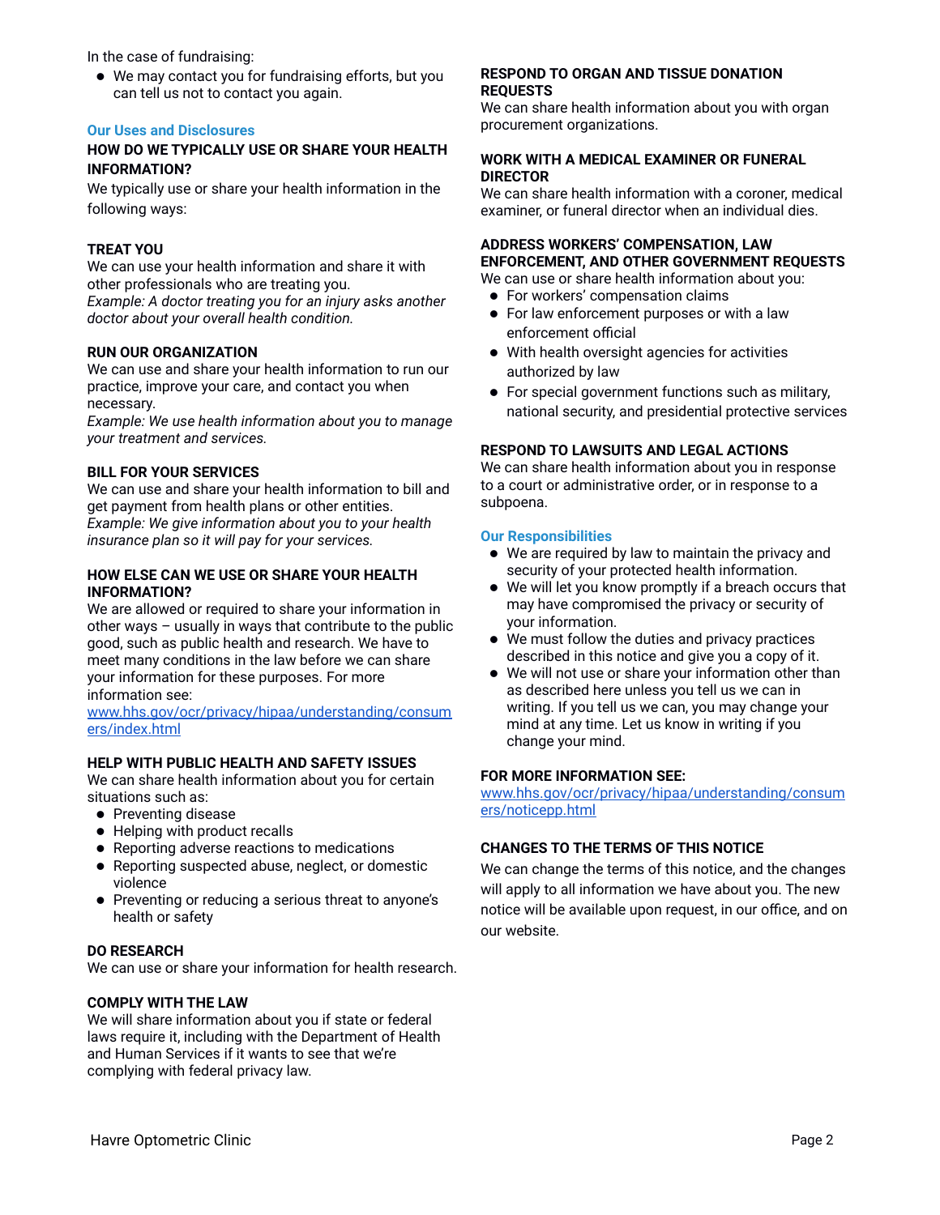In the case of fundraising:

- We may contact you for fundraising efforts, but you can tell us not to contact you again.

## Our Uses and Disclosures

### HOW DO WE TYPICALLY USE OR SHARE YOUR HEALTH INFORMATION?

We typically use or share your health information in the following ways:

**TREAT YOU**

We can use your health information and share it with other professionals who are treating you.
*Example: A doctor treating you for an injury asks another doctor about your overall health condition.*

**RUN OUR ORGANIZATION**

We can use and share your health information to run our practice, improve your care, and contact you when necessary.
*Example: We use health information about you to manage your treatment and services.*

**BILL FOR YOUR SERVICES**

We can use and share your health information to bill and get payment from health plans or other entities.
*Example: We give information about you to your health insurance plan so it will pay for your services.*

### HOW ELSE CAN WE USE OR SHARE YOUR HEALTH INFORMATION?

We are allowed or required to share your information in other ways – usually in ways that contribute to the public good, such as public health and research. We have to meet many conditions in the law before we can share your information for these purposes. For more information see: [www.hhs.gov/ocr/privacy/hipaa/understanding/consumers/index.html](www.hhs.gov/ocr/privacy/hipaa/understanding/consumers/index.html)

**HELP WITH PUBLIC HEALTH AND SAFETY ISSUES**

We can share health information about you for certain situations such as:

- Preventing disease
- Helping with product recalls
- Reporting adverse reactions to medications
- Reporting suspected abuse, neglect, or domestic violence
- Preventing or reducing a serious threat to anyone's health or safety

**DO RESEARCH**

We can use or share your information for health research.

**COMPLY WITH THE LAW**

We will share information about you if state or federal laws require it, including with the Department of Health and Human Services if it wants to see that we're complying with federal privacy law.

**RESPOND TO ORGAN AND TISSUE DONATION REQUESTS**

We can share health information about you with organ procurement organizations.

**WORK WITH A MEDICAL EXAMINER OR FUNERAL DIRECTOR**

We can share health information with a coroner, medical examiner, or funeral director when an individual dies.

**ADDRESS WORKERS' COMPENSATION, LAW ENFORCEMENT, AND OTHER GOVERNMENT REQUESTS**

We can use or share health information about you:

- For workers' compensation claims
- For law enforcement purposes or with a law enforcement official
- With health oversight agencies for activities authorized by law
- For special government functions such as military, national security, and presidential protective services

**RESPOND TO LAWSUITS AND LEGAL ACTIONS**

We can share health information about you in response to a court or administrative order, or in response to a subpoena.

## Our Responsibilities

- We are required by law to maintain the privacy and security of your protected health information.
- We will let you know promptly if a breach occurs that may have compromised the privacy or security of your information.
- We must follow the duties and privacy practices described in this notice and give you a copy of it.
- We will not use or share your information other than as described here unless you tell us we can in writing. If you tell us we can, you may change your mind at any time. Let us know in writing if you change your mind.

**FOR MORE INFORMATION SEE:**

[www.hhs.gov/ocr/privacy/hipaa/understanding/consumers/noticepp.html](www.hhs.gov/ocr/privacy/hipaa/understanding/consumers/noticepp.html)

**CHANGES TO THE TERMS OF THIS NOTICE**

We can change the terms of this notice, and the changes will apply to all information we have about you. The new notice will be available upon request, in our office, and on our website.